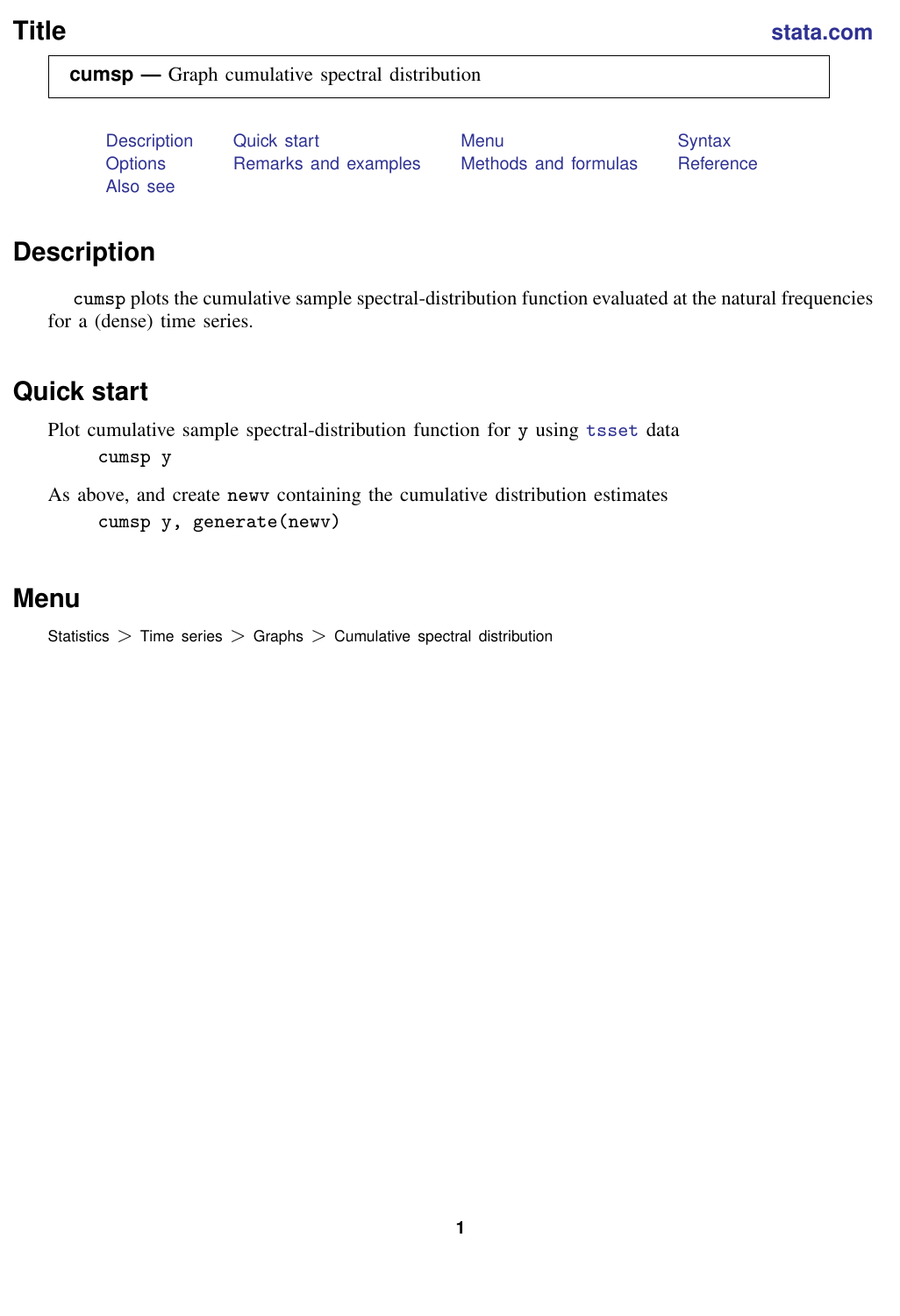# Title

**cumsp — Graph cumulative spectral distribution**

Description    Quick start    Menu    Syntax
Options    Remarks and examples    Methods and formulas    Reference
Also see

## Description

cumsp plots the cumulative sample spectral-distribution function evaluated at the natural frequencies for a (dense) time series.

## Quick start

Plot cumulative sample spectral-distribution function for y using tsset data

```
cumsp y
```

As above, and create newv containing the cumulative distribution estimates

```
cumsp y, generate(newv)
```

## Menu

Statistics > Time series > Graphs > Cumulative spectral distribution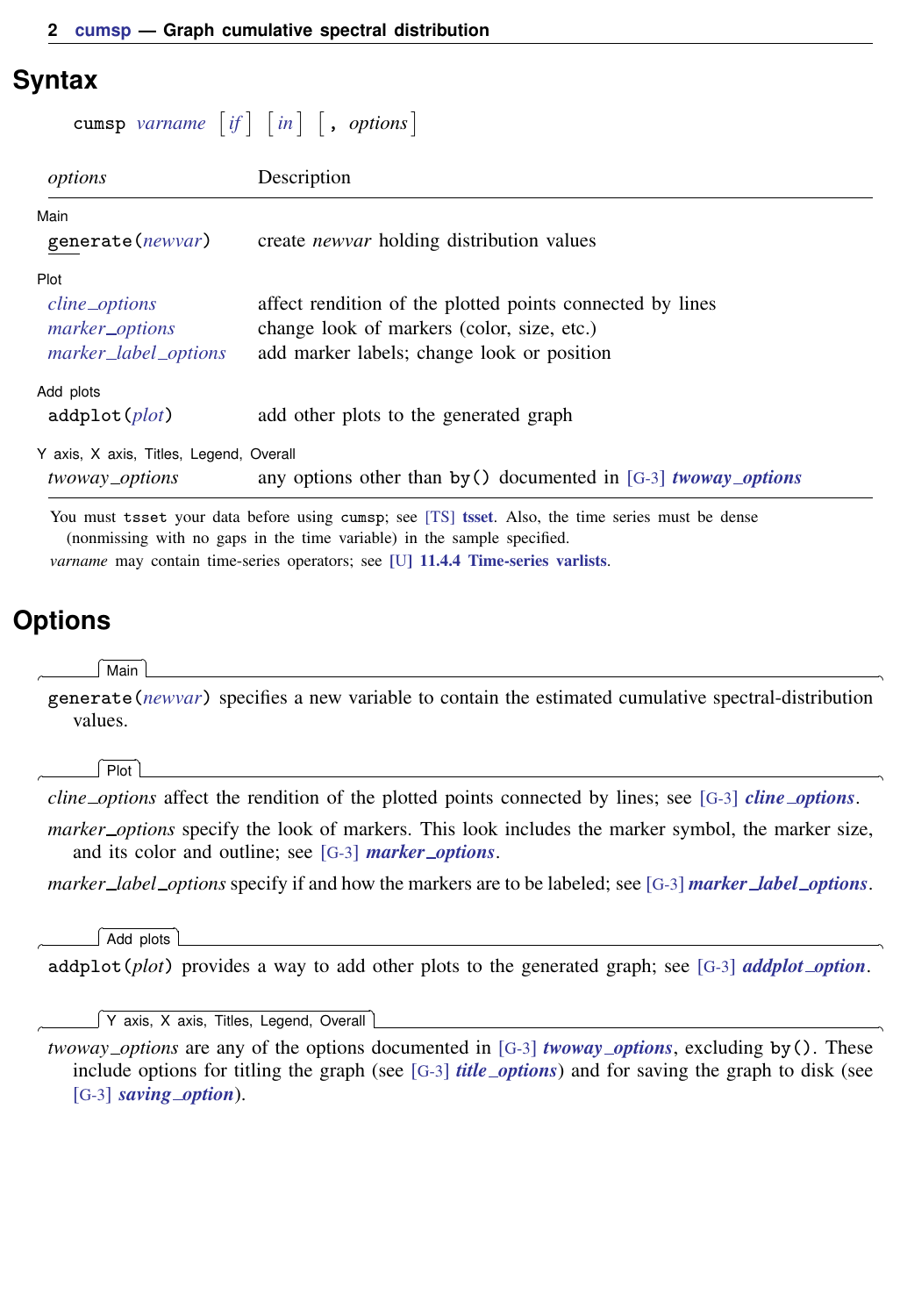## Syntax

```
cumsp varname [if] [in] [, options]
```

| *options* | Description |
|---|---|
| Main | |
| **gen**erate(*newvar*) | create *newvar* holding distribution values |
| Plot | |
| *cline_options* | affect rendition of the plotted points connected by lines |
| *marker_options* | change look of markers (color, size, etc.) |
| *marker_label_options* | add marker labels; change look or position |
| Add plots | |
| addplot(*plot*) | add other plots to the generated graph |
| Y axis, X axis, Titles, Legend, Overall | |
| *twoway_options* | any options other than by() documented in [G-3] ***twoway_options*** |

You must tsset your data before using cumsp; see [TS] **tsset**. Also, the time series must be dense (nonmissing with no gaps in the time variable) in the sample specified.

*varname* may contain time-series operators; see [U] **11.4.4 Time-series varlists**.

## Options

**Main**

generate(*newvar*) specifies a new variable to contain the estimated cumulative spectral-distribution values.

**Plot**

*cline_options* affect the rendition of the plotted points connected by lines; see [G-3] ***cline_options***.

*marker_options* specify the look of markers. This look includes the marker symbol, the marker size, and its color and outline; see [G-3] ***marker_options***.

*marker_label_options* specify if and how the markers are to be labeled; see [G-3] ***marker_label_options***.

**Add plots**

addplot(*plot*) provides a way to add other plots to the generated graph; see [G-3] ***addplot_option***.

**Y axis, X axis, Titles, Legend, Overall**

*twoway_options* are any of the options documented in [G-3] ***twoway_options***, excluding by(). These include options for titling the graph (see [G-3] ***title_options***) and for saving the graph to disk (see [G-3] ***saving_option***).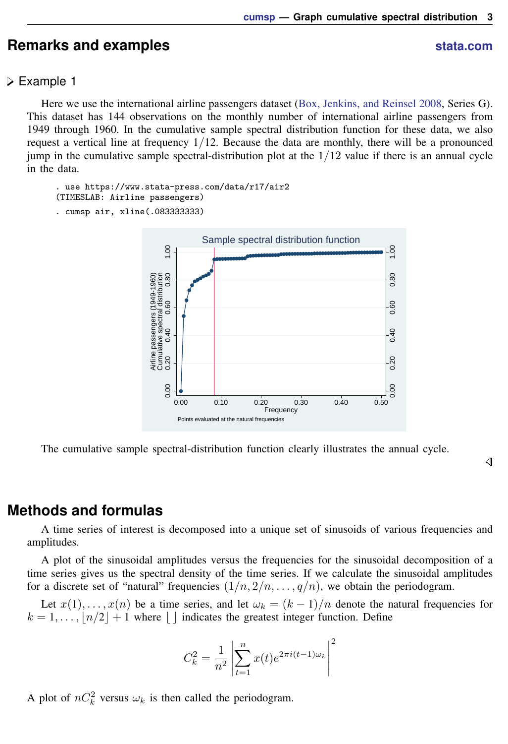## Remarks and examples

stata.com

▷ Example 1

Here we use the international airline passengers dataset (Box, Jenkins, and Reinsel 2008, Series G). This dataset has 144 observations on the monthly number of international airline passengers from 1949 through 1960. In the cumulative sample spectral distribution function for these data, we also request a vertical line at frequency $1/12$. Because the data are monthly, there will be a pronounced jump in the cumulative sample spectral-distribution plot at the $1/12$ value if there is an annual cycle in the data.

```
. use https://www.stata-press.com/data/r17/air2
(TIMESLAB: Airline passengers)
. cumsp air, xline(.083333333)
```

The cumulative sample spectral-distribution function clearly illustrates the annual cycle.

◁

## Methods and formulas

A time series of interest is decomposed into a unique set of sinusoids of various frequencies and amplitudes.

A plot of the sinusoidal amplitudes versus the frequencies for the sinusoidal decomposition of a time series gives us the spectral density of the time series. If we calculate the sinusoidal amplitudes for a discrete set of "natural" frequencies $(1/n, 2/n, \ldots, q/n)$, we obtain the periodogram.

Let $x(1), \ldots, x(n)$ be a time series, and let $\omega_k = (k-1)/n$ denote the natural frequencies for $k = 1, \ldots, \lfloor n/2 \rfloor + 1$ where $\lfloor\ \rfloor$ indicates the greatest integer function. Define

$$C_k^2 = \frac{1}{n^2} \left| \sum_{t=1}^{n} x(t) e^{2\pi i (t-1)\omega_k} \right|^2$$

A plot of $nC_k^2$ versus $\omega_k$ is then called the periodogram.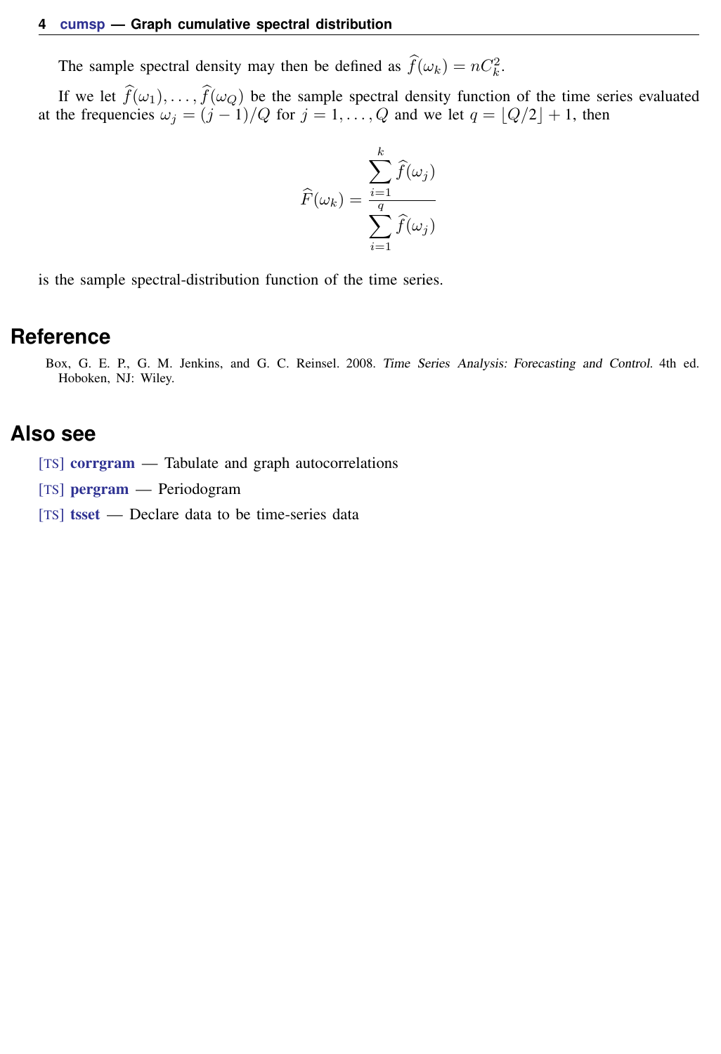The sample spectral density may then be defined as $\widehat{f}(\omega_k) = nC_k^2$.

If we let $\widehat{f}(\omega_1), \ldots, \widehat{f}(\omega_Q)$ be the sample spectral density function of the time series evaluated at the frequencies $\omega_j = (j-1)/Q$ for $j = 1, \ldots, Q$ and we let $q = \lfloor Q/2 \rfloor + 1$, then

$$\widehat{F}(\omega_k) = \frac{\sum_{i=1}^{k} \widehat{f}(\omega_j)}{\sum_{i=1}^{q} \widehat{f}(\omega_j)}$$

is the sample spectral-distribution function of the time series.

## Reference

Box, G. E. P., G. M. Jenkins, and G. C. Reinsel. 2008. *Time Series Analysis: Forecasting and Control*. 4th ed. Hoboken, NJ: Wiley.

## Also see

[TS] **corrgram** — Tabulate and graph autocorrelations

[TS] **pergram** — Periodogram

[TS] **tsset** — Declare data to be time-series data